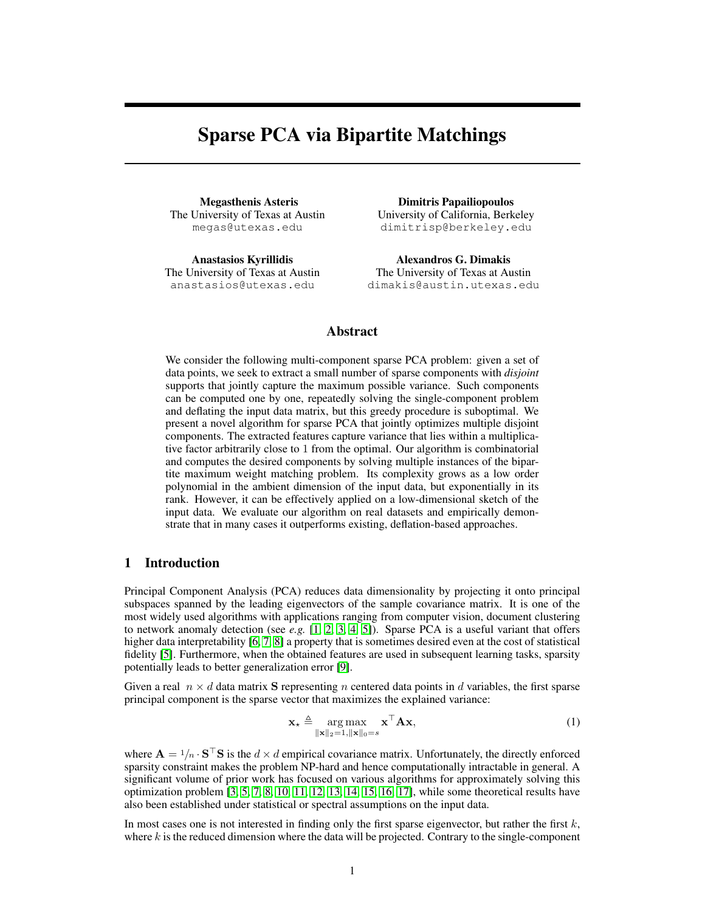# Sparse PCA via Bipartite Matchings

**Megasthenis Asteris**
The University of Texas at Austin
megas@utexas.edu

**Dimitris Papailiopoulos**
University of California, Berkeley
dimitrisp@berkeley.edu

**Anastasios Kyrillidis**
The University of Texas at Austin
anastasios@utexas.edu

**Alexandros G. Dimakis**
The University of Texas at Austin
dimakis@austin.utexas.edu

## Abstract

We consider the following multi-component sparse PCA problem: given a set of data points, we seek to extract a small number of sparse components with *disjoint* supports that jointly capture the maximum possible variance. Such components can be computed one by one, repeatedly solving the single-component problem and deflating the input data matrix, but this greedy procedure is suboptimal. We present a novel algorithm for sparse PCA that jointly optimizes multiple disjoint components. The extracted features capture variance that lies within a multiplicative factor arbitrarily close to 1 from the optimal. Our algorithm is combinatorial and computes the desired components by solving multiple instances of the bipartite maximum weight matching problem. Its complexity grows as a low order polynomial in the ambient dimension of the input data, but exponentially in its rank. However, it can be effectively applied on a low-dimensional sketch of the input data. We evaluate our algorithm on real datasets and empirically demonstrate that in many cases it outperforms existing, deflation-based approaches.

## 1 Introduction

Principal Component Analysis (PCA) reduces data dimensionality by projecting it onto principal subspaces spanned by the leading eigenvectors of the sample covariance matrix. It is one of the most widely used algorithms with applications ranging from computer vision, document clustering to network anomaly detection (see *e.g.* [1, 2, 3, 4, 5]). Sparse PCA is a useful variant that offers higher data interpretability [6, 7, 8] a property that is sometimes desired even at the cost of statistical fidelity [5]. Furthermore, when the obtained features are used in subsequent learning tasks, sparsity potentially leads to better generalization error [9].

Given a real $n \times d$ data matrix $\mathbf{S}$ representing $n$ centered data points in $d$ variables, the first sparse principal component is the sparse vector that maximizes the explained variance:

$$\mathbf{x}_{\star} \triangleq \underset{\|\mathbf{x}\|_2=1, \|\mathbf{x}\|_0=s}{\arg\max} \ \mathbf{x}^{\top}\mathbf{A}\mathbf{x}, \tag{1}$$

where $\mathbf{A} = {}^1/_n \cdot \mathbf{S}^{\top}\mathbf{S}$ is the $d \times d$ empirical covariance matrix. Unfortunately, the directly enforced sparsity constraint makes the problem NP-hard and hence computationally intractable in general. A significant volume of prior work has focused on various algorithms for approximately solving this optimization problem [3, 5, 7, 8, 10, 11, 12, 13, 14, 15, 16, 17], while some theoretical results have also been established under statistical or spectral assumptions on the input data.

In most cases one is not interested in finding only the first sparse eigenvector, but rather the first $k$, where $k$ is the reduced dimension where the data will be projected. Contrary to the single-component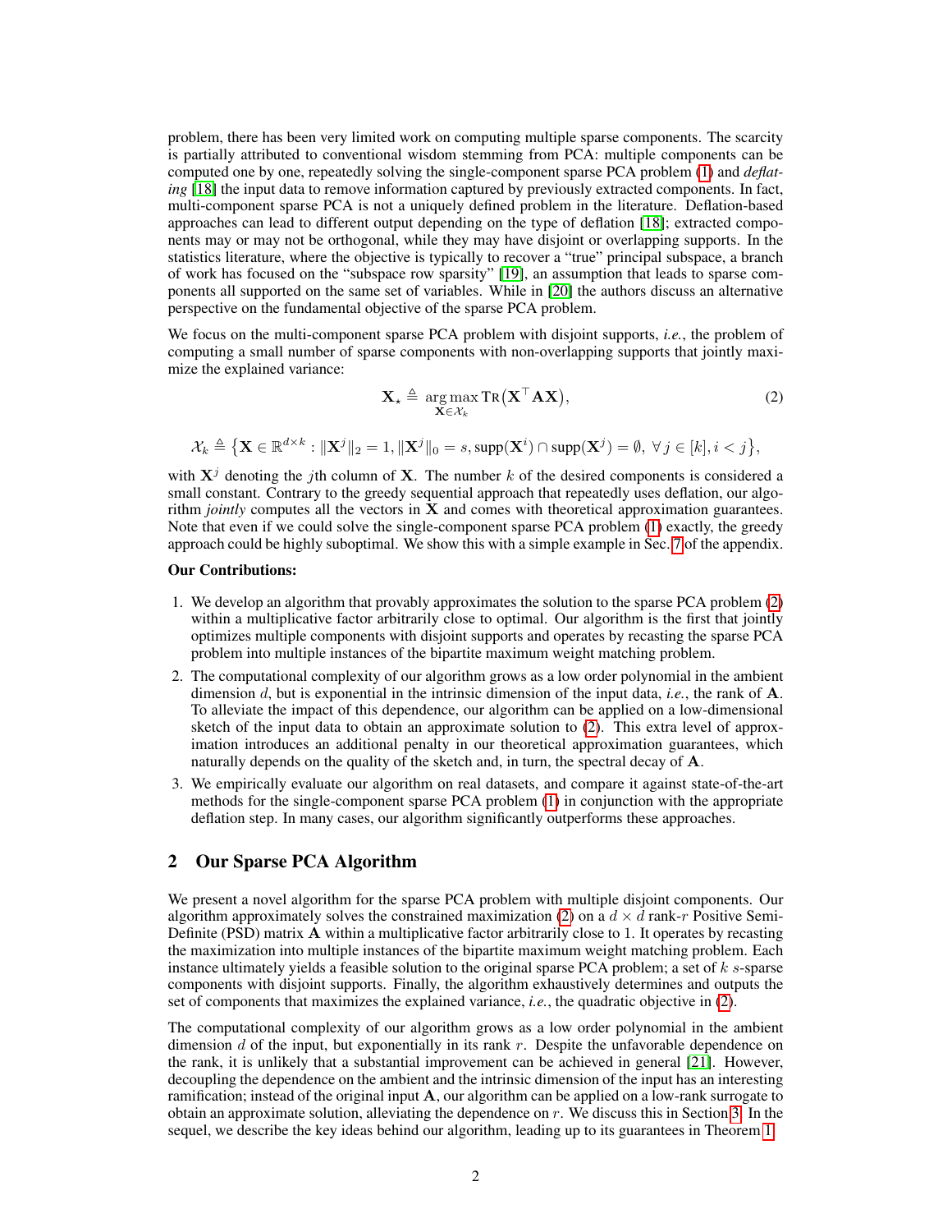problem, there has been very limited work on computing multiple sparse components. The scarcity is partially attributed to conventional wisdom stemming from PCA: multiple components can be computed one by one, repeatedly solving the single-component sparse PCA problem (1) and *deflating* [18] the input data to remove information captured by previously extracted components. In fact, multi-component sparse PCA is not a uniquely defined problem in the literature. Deflation-based approaches can lead to different output depending on the type of deflation [18]; extracted components may or may not be orthogonal, while they may have disjoint or overlapping supports. In the statistics literature, where the objective is typically to recover a "true" principal subspace, a branch of work has focused on the "subspace row sparsity" [19], an assumption that leads to sparse components all supported on the same set of variables. While in [20] the authors discuss an alternative perspective on the fundamental objective of the sparse PCA problem.

We focus on the multi-component sparse PCA problem with disjoint supports, *i.e.*, the problem of computing a small number of sparse components with non-overlapping supports that jointly maximize the explained variance:

$$\mathbf{X}_{\star} \triangleq \underset{\mathbf{X} \in \mathcal{X}_k}{\arg\max} \operatorname{TR}\big(\mathbf{X}^{\top}\mathbf{A}\mathbf{X}\big), \tag{2}$$

$$\mathcal{X}_k \triangleq \big\{\mathbf{X} \in \mathbb{R}^{d \times k} : \|\mathbf{X}^j\|_2 = 1, \|\mathbf{X}^j\|_0 = s, \operatorname{supp}(\mathbf{X}^i) \cap \operatorname{supp}(\mathbf{X}^j) = \emptyset,\ \forall\, j \in [k], i < j\big\},$$

with $\mathbf{X}^j$ denoting the $j$th column of $\mathbf{X}$. The number $k$ of the desired components is considered a small constant. Contrary to the greedy sequential approach that repeatedly uses deflation, our algorithm *jointly* computes all the vectors in $\mathbf{X}$ and comes with theoretical approximation guarantees. Note that even if we could solve the single-component sparse PCA problem (1) exactly, the greedy approach could be highly suboptimal. We show this with a simple example in Sec. 7 of the appendix.

**Our Contributions:**

1. We develop an algorithm that provably approximates the solution to the sparse PCA problem (2) within a multiplicative factor arbitrarily close to optimal. Our algorithm is the first that jointly optimizes multiple components with disjoint supports and operates by recasting the sparse PCA problem into multiple instances of the bipartite maximum weight matching problem.
2. The computational complexity of our algorithm grows as a low order polynomial in the ambient dimension $d$, but is exponential in the intrinsic dimension of the input data, *i.e.*, the rank of $\mathbf{A}$. To alleviate the impact of this dependence, our algorithm can be applied on a low-dimensional sketch of the input data to obtain an approximate solution to (2). This extra level of approximation introduces an additional penalty in our theoretical approximation guarantees, which naturally depends on the quality of the sketch and, in turn, the spectral decay of $\mathbf{A}$.
3. We empirically evaluate our algorithm on real datasets, and compare it against state-of-the-art methods for the single-component sparse PCA problem (1) in conjunction with the appropriate deflation step. In many cases, our algorithm significantly outperforms these approaches.

## 2 Our Sparse PCA Algorithm

We present a novel algorithm for the sparse PCA problem with multiple disjoint components. Our algorithm approximately solves the constrained maximization (2) on a $d \times d$ rank-$r$ Positive Semi-Definite (PSD) matrix $\mathbf{A}$ within a multiplicative factor arbitrarily close to 1. It operates by recasting the maximization into multiple instances of the bipartite maximum weight matching problem. Each instance ultimately yields a feasible solution to the original sparse PCA problem; a set of $k$ $s$-sparse components with disjoint supports. Finally, the algorithm exhaustively determines and outputs the set of components that maximizes the explained variance, *i.e.*, the quadratic objective in (2).

The computational complexity of our algorithm grows as a low order polynomial in the ambient dimension $d$ of the input, but exponentially in its rank $r$. Despite the unfavorable dependence on the rank, it is unlikely that a substantial improvement can be achieved in general [21]. However, decoupling the dependence on the ambient and the intrinsic dimension of the input has an interesting ramification; instead of the original input $\mathbf{A}$, our algorithm can be applied on a low-rank surrogate to obtain an approximate solution, alleviating the dependence on $r$. We discuss this in Section 3. In the sequel, we describe the key ideas behind our algorithm, leading up to its guarantees in Theorem 1.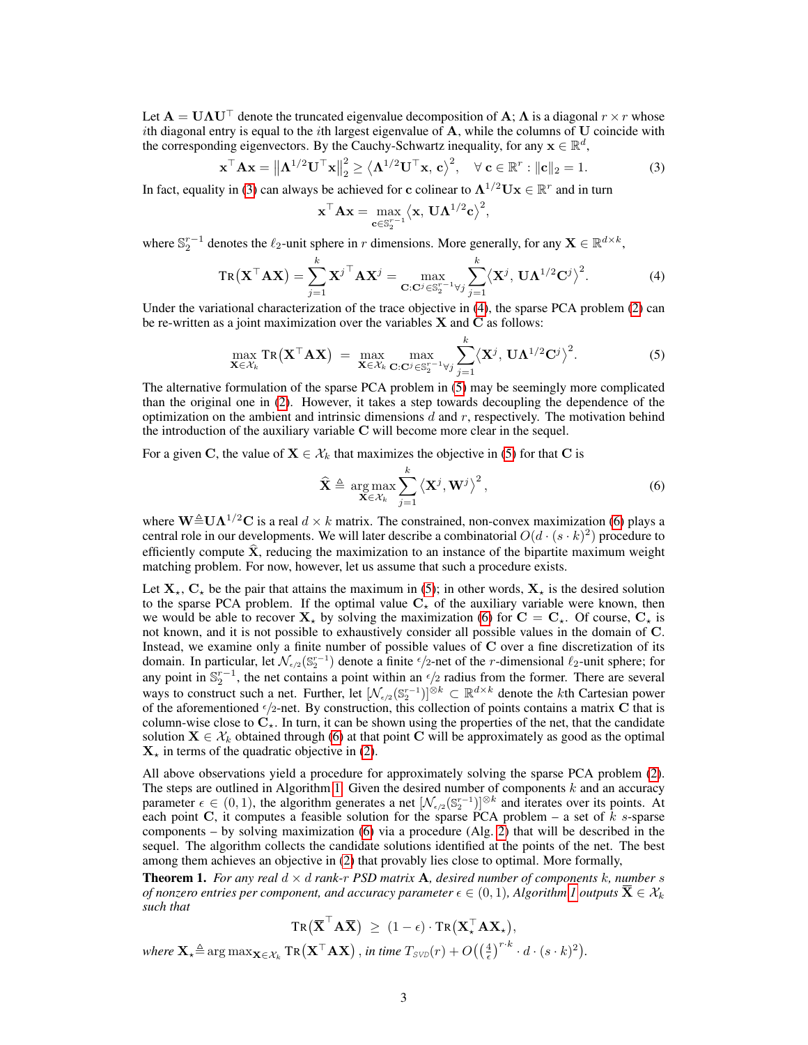Let $\mathbf{A} = \mathbf{U}\mathbf{\Lambda}\mathbf{U}^\top$ denote the truncated eigenvalue decomposition of $\mathbf{A}$; $\mathbf{\Lambda}$ is a diagonal $r \times r$ whose $i$th diagonal entry is equal to the $i$th largest eigenvalue of $\mathbf{A}$, while the columns of $\mathbf{U}$ coincide with the corresponding eigenvectors. By the Cauchy-Schwartz inequality, for any $\mathbf{x} \in \mathbb{R}^d$,

$$\mathbf{x}^\top \mathbf{A}\mathbf{x} = \left\|\mathbf{\Lambda}^{1/2}\mathbf{U}^\top \mathbf{x}\right\|_2^2 \geq \left\langle \mathbf{\Lambda}^{1/2}\mathbf{U}^\top \mathbf{x},\, \mathbf{c}\right\rangle^2, \quad \forall\, \mathbf{c} \in \mathbb{R}^r : \|\mathbf{c}\|_2 = 1. \tag{3}$$

In fact, equality in (3) can always be achieved for $\mathbf{c}$ colinear to $\mathbf{\Lambda}^{1/2}\mathbf{U}\mathbf{x} \in \mathbb{R}^r$ and in turn

$$\mathbf{x}^\top \mathbf{A}\mathbf{x} = \max_{\mathbf{c} \in \mathbb{S}_2^{r-1}} \left\langle \mathbf{x},\, \mathbf{U}\mathbf{\Lambda}^{1/2}\mathbf{c}\right\rangle^2,$$

where $\mathbb{S}_2^{r-1}$ denotes the $\ell_2$-unit sphere in $r$ dimensions. More generally, for any $\mathbf{X} \in \mathbb{R}^{d\times k}$,

$$\mathrm{Tr}\left(\mathbf{X}^\top \mathbf{A}\mathbf{X}\right) = \sum_{j=1}^{k} \mathbf{X}^{j\top} \mathbf{A}\mathbf{X}^j = \max_{\mathbf{C}:\mathbf{C}^j \in \mathbb{S}_2^{r-1} \forall j} \sum_{j=1}^{k} \left\langle \mathbf{X}^j,\, \mathbf{U}\mathbf{\Lambda}^{1/2}\mathbf{C}^j\right\rangle^2. \tag{4}$$

Under the variational characterization of the trace objective in (4), the sparse PCA problem (2) can be re-written as a joint maximization over the variables $\mathbf{X}$ and $\mathbf{C}$ as follows:

$$\max_{\mathbf{X}\in\mathcal{X}_k} \mathrm{Tr}\left(\mathbf{X}^\top \mathbf{A}\mathbf{X}\right) \;=\; \max_{\mathbf{X}\in\mathcal{X}_k} \max_{\mathbf{C}:\mathbf{C}^j \in \mathbb{S}_2^{r-1} \forall j} \sum_{j=1}^{k} \left\langle \mathbf{X}^j,\, \mathbf{U}\mathbf{\Lambda}^{1/2}\mathbf{C}^j\right\rangle^2. \tag{5}$$

The alternative formulation of the sparse PCA problem in (5) may be seemingly more complicated than the original one in (2). However, it takes a step towards decoupling the dependence of the optimization on the ambient and intrinsic dimensions $d$ and $r$, respectively. The motivation behind the introduction of the auxiliary variable $\mathbf{C}$ will become more clear in the sequel.

For a given $\mathbf{C}$, the value of $\mathbf{X} \in \mathcal{X}_k$ that maximizes the objective in (5) for that $\mathbf{C}$ is

$$\widehat{\mathbf{X}} \triangleq \operatorname*{arg\,max}_{\mathbf{X}\in\mathcal{X}_k} \sum_{j=1}^{k} \left\langle \mathbf{X}^j, \mathbf{W}^j\right\rangle^2, \tag{6}$$

where $\mathbf{W} \triangleq \mathbf{U}\mathbf{\Lambda}^{1/2}\mathbf{C}$ is a real $d \times k$ matrix. The constrained, non-convex maximization (6) plays a central role in our developments. We will later describe a combinatorial $O(d \cdot (s \cdot k)^2)$ procedure to efficiently compute $\widehat{\mathbf{X}}$, reducing the maximization to an instance of the bipartite maximum weight matching problem. For now, however, let us assume that such a procedure exists.

Let $\mathbf{X}_\star$, $\mathbf{C}_\star$ be the pair that attains the maximum in (5); in other words, $\mathbf{X}_\star$ is the desired solution to the sparse PCA problem. If the optimal value $\mathbf{C}_\star$ of the auxiliary variable were known, then we would be able to recover $\mathbf{X}_\star$ by solving the maximization (6) for $\mathbf{C} = \mathbf{C}_\star$. Of course, $\mathbf{C}_\star$ is not known, and it is not possible to exhaustively consider all possible values in the domain of $\mathbf{C}$. Instead, we examine only a finite number of possible values of $\mathbf{C}$ over a fine discretization of its domain. In particular, let $\mathcal{N}_{\epsilon/2}(\mathbb{S}_2^{r-1})$ denote a finite $\epsilon/2$-net of the $r$-dimensional $\ell_2$-unit sphere; for any point in $\mathbb{S}_2^{r-1}$, the net contains a point within an $\epsilon/2$ radius from the former. There are several ways to construct such a net. Further, let $[\mathcal{N}_{\epsilon/2}(\mathbb{S}_2^{r-1})]^{\otimes k} \subset \mathbb{R}^{d\times k}$ denote the $k$th Cartesian power of the aforementioned $\epsilon/2$-net. By construction, this collection of points contains a matrix $\mathbf{C}$ that is column-wise close to $\mathbf{C}_\star$. In turn, it can be shown using the properties of the net, that the candidate solution $\mathbf{X} \in \mathcal{X}_k$ obtained through (6) at that point $\mathbf{C}$ will be approximately as good as the optimal $\mathbf{X}_\star$ in terms of the quadratic objective in (2).

All above observations yield a procedure for approximately solving the sparse PCA problem (2). The steps are outlined in Algorithm 1. Given the desired number of components $k$ and an accuracy parameter $\epsilon \in (0, 1)$, the algorithm generates a net $[\mathcal{N}_{\epsilon/2}(\mathbb{S}_2^{r-1})]^{\otimes k}$ and iterates over its points. At each point $\mathbf{C}$, it computes a feasible solution for the sparse PCA problem – a set of $k$ $s$-sparse components – by solving maximization (6) via a procedure (Alg. 2) that will be described in the sequel. The algorithm collects the candidate solutions identified at the points of the net. The best among them achieves an objective in (2) that provably lies close to optimal. More formally,

**Theorem 1.** *For any real $d \times d$ rank-$r$ PSD matrix $\mathbf{A}$, desired number of components $k$, number $s$ of nonzero entries per component, and accuracy parameter $\epsilon \in (0, 1)$, Algorithm 1 outputs $\overline{\mathbf{X}} \in \mathcal{X}_k$ such that*

$$\mathrm{Tr}\left(\overline{\mathbf{X}}^\top \mathbf{A}\overline{\mathbf{X}}\right) \;\geq\; (1-\epsilon) \cdot \mathrm{Tr}\left(\mathbf{X}_\star^\top \mathbf{A}\mathbf{X}_\star\right),$$

*where $\mathbf{X}_\star \triangleq \arg\max_{\mathbf{X}\in\mathcal{X}_k} \mathrm{Tr}\left(\mathbf{X}^\top \mathbf{A}\mathbf{X}\right)$, in time $T_{\mathrm{SVD}}(r) + O\left(\left(\frac{4}{\epsilon}\right)^{r\cdot k} \cdot d \cdot (s\cdot k)^2\right)$.*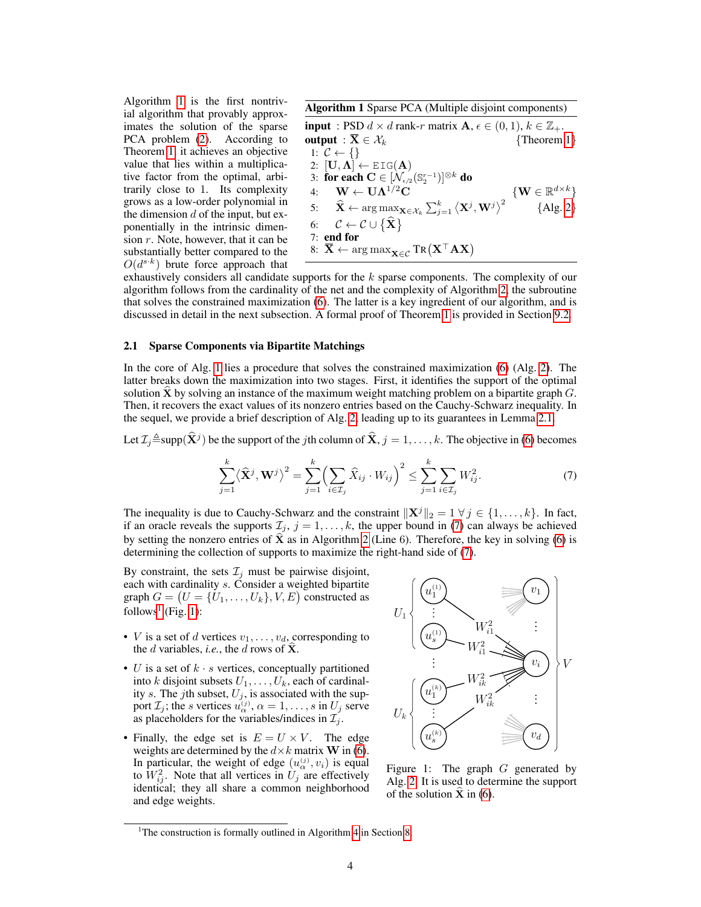Algorithm 1 is the first nontrivial algorithm that provably approximates the solution of the sparse PCA problem (2). According to Theorem 1, it achieves an objective value that lies within a multiplicative factor from the optimal, arbitrarily close to 1. Its complexity grows as a low-order polynomial in the dimension $d$ of the input, but exponentially in the intrinsic dimension $r$. Note, however, that it can be substantially better compared to the $O(d^{s \cdot k})$ brute force approach that exhaustively considers all candidate supports for the $k$ sparse components. The complexity of our algorithm follows from the cardinality of the net and the complexity of Algorithm 2, the subroutine that solves the constrained maximization (6). The latter is a key ingredient of our algorithm, and is discussed in detail in the next subsection. A formal proof of Theorem 1 is provided in Section 9.2.

**Algorithm 1** Sparse PCA (Multiple disjoint components)

**input** : PSD $d \times d$ rank-$r$ matrix $\mathbf{A}$, $\epsilon \in (0, 1)$, $k \in \mathbb{Z}_+$.
**output** : $\overline{\mathbf{X}} \in \mathcal{X}_k$ {Theorem 1}

1: $\mathcal{C} \leftarrow \{\}$
2: $[\mathbf{U}, \mathbf{\Lambda}] \leftarrow \texttt{EIG}(\mathbf{A})$
3: **for each** $\mathbf{C} \in [\mathcal{N}_{\epsilon/2}(\mathbb{S}_2^{r-1})]^{\otimes k}$ **do**
4: $\quad \mathbf{W} \leftarrow \mathbf{U}\mathbf{\Lambda}^{1/2}\mathbf{C}$ $\{\mathbf{W} \in \mathbb{R}^{d \times k}\}$
5: $\quad \widehat{\mathbf{X}} \leftarrow \arg\max_{\mathbf{X} \in \mathcal{X}_k} \sum_{j=1}^{k} \langle \mathbf{X}^j, \mathbf{W}^j \rangle^2$ {Alg. 2}
6: $\quad \mathcal{C} \leftarrow \mathcal{C} \cup \{\widehat{\mathbf{X}}\}$
7: **end for**
8: $\overline{\mathbf{X}} \leftarrow \arg\max_{\mathbf{X} \in \mathcal{C}} \textsc{Tr}\left(\mathbf{X}^\top \mathbf{A} \mathbf{X}\right)$

## 2.1 Sparse Components via Bipartite Matchings

In the core of Alg. 1 lies a procedure that solves the constrained maximization (6) (Alg. 2). The latter breaks down the maximization into two stages. First, it identifies the support of the optimal solution $\widehat{\mathbf{X}}$ by solving an instance of the maximum weight matching problem on a bipartite graph $G$. Then, it recovers the exact values of its nonzero entries based on the Cauchy-Schwarz inequality. In the sequel, we provide a brief description of Alg. 2, leading up to its guarantees in Lemma 2.1.

Let $\mathcal{I}_j \triangleq \text{supp}(\widehat{\mathbf{X}}^j)$ be the support of the $j$th column of $\widehat{\mathbf{X}}$, $j = 1, \ldots, k$. The objective in (6) becomes

$$\sum_{j=1}^{k} \langle \widehat{\mathbf{X}}^j, \mathbf{W}^j \rangle^2 = \sum_{j=1}^{k} \Big( \sum_{i \in \mathcal{I}_j} \widehat{X}_{ij} \cdot W_{ij} \Big)^2 \leq \sum_{j=1}^{k} \sum_{i \in \mathcal{I}_j} W_{ij}^2. \tag{7}$$

The inequality is due to Cauchy-Schwarz and the constraint $\|\mathbf{X}^j\|_2 = 1 \; \forall \, j \in \{1, \ldots, k\}$. In fact, if an oracle reveals the supports $\mathcal{I}_j$, $j = 1, \ldots, k$, the upper bound in (7) can always be achieved by setting the nonzero entries of $\widehat{\mathbf{X}}$ as in Algorithm 2 (Line 6). Therefore, the key in solving (6) is determining the collection of supports to maximize the right-hand side of (7).

By constraint, the sets $\mathcal{I}_j$ must be pairwise disjoint, each with cardinality $s$. Consider a weighted bipartite graph $G = \big(U = \{U_1, \ldots, U_k\}, V, E\big)$ constructed as follows[1] (Fig. 1):

- $V$ is a set of $d$ vertices $v_1, \ldots, v_d$, corresponding to the $d$ variables, *i.e.*, the $d$ rows of $\widehat{\mathbf{X}}$.
- $U$ is a set of $k \cdot s$ vertices, conceptually partitioned into $k$ disjoint subsets $U_1, \ldots, U_k$, each of cardinality $s$. The $j$th subset, $U_j$, is associated with the support $\mathcal{I}_j$; the $s$ vertices $u_\alpha^{(j)}$, $\alpha = 1, \ldots, s$ in $U_j$ serve as placeholders for the variables/indices in $\mathcal{I}_j$.
- Finally, the edge set is $E = U \times V$. The edge weights are determined by the $d \times k$ matrix $\mathbf{W}$ in (6). In particular, the weight of edge $(u_\alpha^{(j)}, v_i)$ is equal to $W_{ij}^2$. Note that all vertices in $U_j$ are effectively identical; they all share a common neighborhood and edge weights.

Figure 1: The graph $G$ generated by Alg. 2. It is used to determine the support of the solution $\widehat{\mathbf{X}}$ in (6).

[1] The construction is formally outlined in Algorithm 4 in Section 8.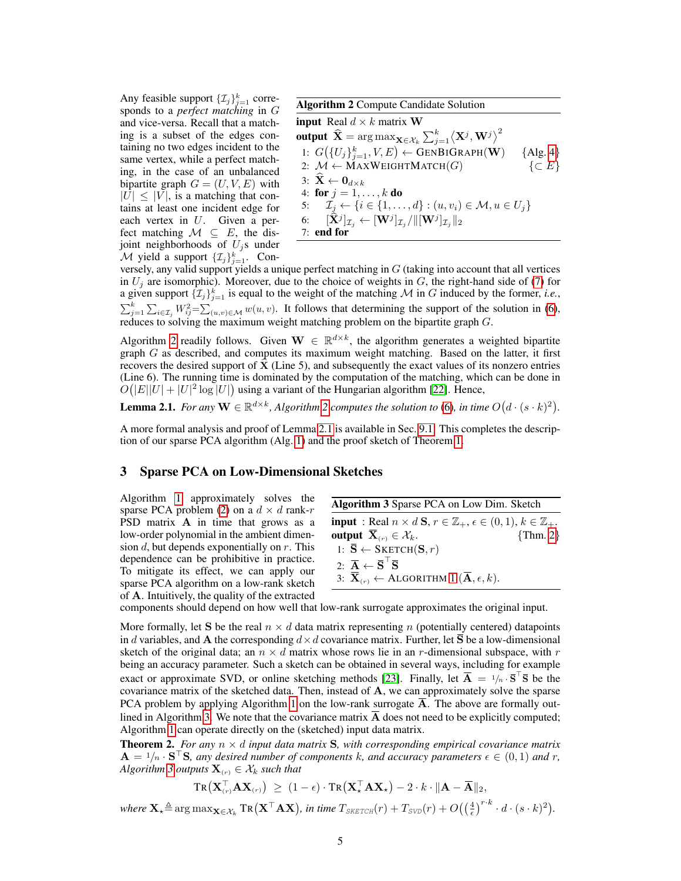Any feasible support $\{\mathcal{I}_j\}_{j=1}^k$ corresponds to a *perfect matching* in $G$ and vice-versa. Recall that a matching is a subset of the edges containing no two edges incident to the same vertex, while a perfect matching, in the case of an unbalanced bipartite graph $G = (U, V, E)$ with $|U| \leq |V|$, is a matching that contains at least one incident edge for each vertex in $U$. Given a perfect matching $\mathcal{M} \subseteq E$, the disjoint neighborhoods of $U_j$s under $\mathcal{M}$ yield a support $\{\mathcal{I}_j\}_{j=1}^k$. Conversely, any valid support yields a unique perfect matching in $G$ (taking into account that all vertices in $U_j$ are isomorphic). Moreover, due to the choice of weights in $G$, the right-hand side of (7) for a given support $\{\mathcal{I}_j\}_{j=1}^k$ is equal to the weight of the matching $\mathcal{M}$ in $G$ induced by the former, *i.e.*, $\sum_{j=1}^k \sum_{i \in \mathcal{I}_j} W_{ij}^2 = \sum_{(u,v) \in \mathcal{M}} w(u, v)$. It follows that determining the support of the solution in (6), reduces to solving the maximum weight matching problem on the bipartite graph $G$.

**Algorithm 2** Compute Candidate Solution

**input** Real $d \times k$ matrix $\mathbf{W}$

**output** $\widehat{\mathbf{X}} = \arg\max_{\mathbf{X} \in \mathcal{X}_k} \sum_{j=1}^k \langle \mathbf{X}^j, \mathbf{W}^j \rangle^2$

1: $G\big(\{U_j\}_{j=1}^k, V, E\big) \leftarrow$ GenBiGraph$(\mathbf{W})$ {Alg. 4}
2: $\mathcal{M} \leftarrow$ MaxWeightMatch$(G)$ $\{\subset E\}$
3: $\widehat{\mathbf{X}} \leftarrow \mathbf{0}_{d \times k}$
4: **for** $j = 1, \ldots, k$ **do**
5: $\quad \mathcal{I}_j \leftarrow \{i \in \{1, \ldots, d\} : (u, v_i) \in \mathcal{M}, u \in U_j\}$
6: $\quad [\widehat{\mathbf{X}}^j]_{\mathcal{I}_j} \leftarrow [\mathbf{W}^j]_{\mathcal{I}_j} / \|[\mathbf{W}^j]_{\mathcal{I}_j}\|_2$
7: **end for**

Algorithm 2 readily follows. Given $\mathbf{W} \in \mathbb{R}^{d \times k}$, the algorithm generates a weighted bipartite graph $G$ as described, and computes its maximum weight matching. Based on the latter, it first recovers the desired support of $\widehat{\mathbf{X}}$ (Line 5), and subsequently the exact values of its nonzero entries (Line 6). The running time is dominated by the computation of the matching, which can be done in $O\big(|E||U| + |U|^2 \log |U|\big)$ using a variant of the Hungarian algorithm [22]. Hence,

**Lemma 2.1.** *For any $\mathbf{W} \in \mathbb{R}^{d \times k}$, Algorithm 2 computes the solution to (6), in time $O\big(d \cdot (s \cdot k)^2\big)$.*

A more formal analysis and proof of Lemma 2.1 is available in Sec. 9.1. This completes the description of our sparse PCA algorithm (Alg. 1) and the proof sketch of Theorem 1.

## 3 Sparse PCA on Low-Dimensional Sketches

Algorithm 1 approximately solves the sparse PCA problem (2) on a $d \times d$ rank-$r$ PSD matrix $\mathbf{A}$ in time that grows as a low-order polynomial in the ambient dimension $d$, but depends exponentially on $r$. This dependence can be prohibitive in practice. To mitigate its effect, we can apply our sparse PCA algorithm on a low-rank sketch of $\mathbf{A}$. Intuitively, the quality of the extracted components should depend on how well that low-rank surrogate approximates the original input.

**Algorithm 3** Sparse PCA on Low Dim. Sketch

**input** : Real $n \times d$ $\mathbf{S}$, $r \in \mathbb{Z}_+$, $\epsilon \in (0, 1)$, $k \in \mathbb{Z}_+$.

**output** $\overline{\mathbf{X}}_{(r)} \in \mathcal{X}_k$. {Thm. 2}

1: $\overline{\mathbf{S}} \leftarrow$ Sketch$(\mathbf{S}, r)$
2: $\overline{\mathbf{A}} \leftarrow \overline{\mathbf{S}}^\top \overline{\mathbf{S}}$
3: $\overline{\mathbf{X}}_{(r)} \leftarrow$ Algorithm 1 $(\overline{\mathbf{A}}, \epsilon, k)$.

More formally, let $\mathbf{S}$ be the real $n \times d$ data matrix representing $n$ (potentially centered) datapoints in $d$ variables, and $\mathbf{A}$ the corresponding $d \times d$ covariance matrix. Further, let $\overline{\mathbf{S}}$ be a low-dimensional sketch of the original data; an $n \times d$ matrix whose rows lie in an $r$-dimensional subspace, with $r$ being an accuracy parameter. Such a sketch can be obtained in several ways, including for example exact or approximate SVD, or online sketching methods [23]. Finally, let $\overline{\mathbf{A}} = {}^1\!/_n \cdot \overline{\mathbf{S}}^\top \overline{\mathbf{S}}$ be the covariance matrix of the sketched data. Then, instead of $\mathbf{A}$, we can approximately solve the sparse PCA problem by applying Algorithm 1 on the low-rank surrogate $\overline{\mathbf{A}}$. The above are formally outlined in Algorithm 3. We note that the covariance matrix $\overline{\mathbf{A}}$ does not need to be explicitly computed; Algorithm 1 can operate directly on the (sketched) input data matrix.

**Theorem 2.** *For any $n \times d$ input data matrix $\mathbf{S}$, with corresponding empirical covariance matrix $\mathbf{A} = {}^1\!/_n \cdot \mathbf{S}^\top \mathbf{S}$, any desired number of components $k$, and accuracy parameters $\epsilon \in (0, 1)$ and $r$, Algorithm 3 outputs $\mathbf{X}_{(r)} \in \mathcal{X}_k$ such that*

$$\operatorname{Tr}\big(\mathbf{X}_{(r)}^\top \mathbf{A} \mathbf{X}_{(r)}\big) \;\geq\; (1 - \epsilon) \cdot \operatorname{Tr}\big(\mathbf{X}_\star^\top \mathbf{A} \mathbf{X}_\star\big) - 2 \cdot k \cdot \|\mathbf{A} - \overline{\mathbf{A}}\|_2,$$

*where $\mathbf{X}_\star \triangleq \arg\max_{\mathbf{X} \in \mathcal{X}_k} \operatorname{Tr}\big(\mathbf{X}^\top \mathbf{A} \mathbf{X}\big)$, in time $T_{\text{SKETCH}}(r) + T_{\text{SVD}}(r) + O\big(\big(\frac{4}{\epsilon}\big)^{r \cdot k} \cdot d \cdot (s \cdot k)^2\big)$.*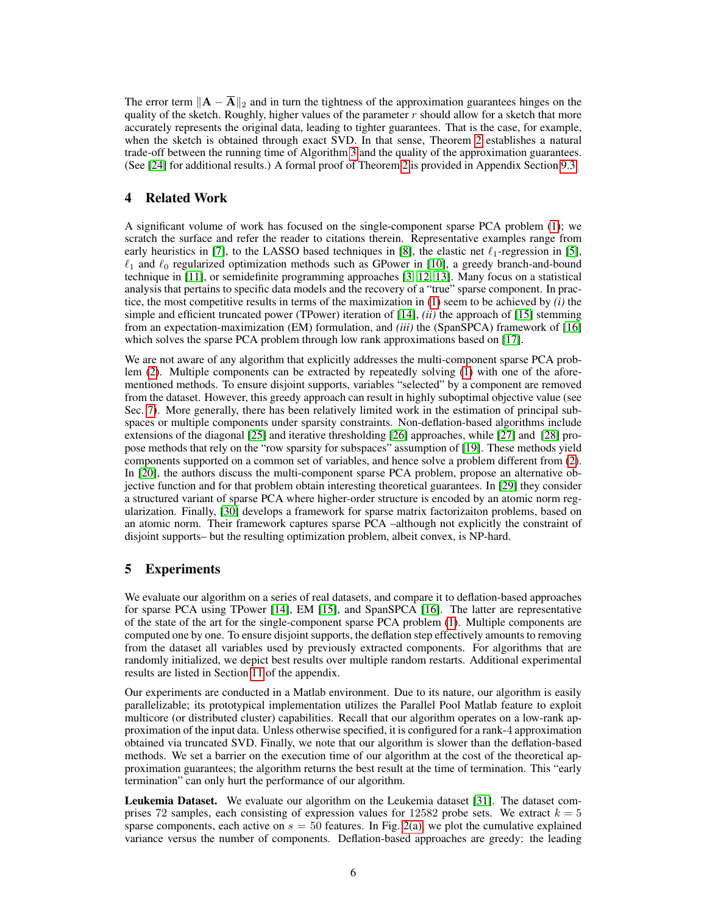The error term $\|\mathbf{A} - \overline{\mathbf{A}}\|_2$ and in turn the tightness of the approximation guarantees hinges on the quality of the sketch. Roughly, higher values of the parameter $r$ should allow for a sketch that more accurately represents the original data, leading to tighter guarantees. That is the case, for example, when the sketch is obtained through exact SVD. In that sense, Theorem 2 establishes a natural trade-off between the running time of Algorithm 3 and the quality of the approximation guarantees. (See [24] for additional results.) A formal proof of Theorem 2 is provided in Appendix Section 9.3.

## 4 Related Work

A significant volume of work has focused on the single-component sparse PCA problem (1); we scratch the surface and refer the reader to citations therein. Representative examples range from early heuristics in [7], to the LASSO based techniques in [8], the elastic net $\ell_1$-regression in [5], $\ell_1$ and $\ell_0$ regularized optimization methods such as GPower in [10], a greedy branch-and-bound technique in [11], or semidefinite programming approaches [3, 12, 13]. Many focus on a statistical analysis that pertains to specific data models and the recovery of a "true" sparse component. In practice, the most competitive results in terms of the maximization in (1) seem to be achieved by *(i)* the simple and efficient truncated power (TPower) iteration of [14], *(ii)* the approach of [15] stemming from an expectation-maximization (EM) formulation, and *(iii)* the (SpanSPCA) framework of [16] which solves the sparse PCA problem through low rank approximations based on [17].

We are not aware of any algorithm that explicitly addresses the multi-component sparse PCA problem (2). Multiple components can be extracted by repeatedly solving (1) with one of the aforementioned methods. To ensure disjoint supports, variables "selected" by a component are removed from the dataset. However, this greedy approach can result in highly suboptimal objective value (see Sec. 7). More generally, there has been relatively limited work in the estimation of principal subspaces or multiple components under sparsity constraints. Non-deflation-based algorithms include extensions of the diagonal [25] and iterative thresholding [26] approaches, while [27] and [28] propose methods that rely on the "row sparsity for subspaces" assumption of [19]. These methods yield components supported on a common set of variables, and hence solve a problem different from (2). In [20], the authors discuss the multi-component sparse PCA problem, propose an alternative objective function and for that problem obtain interesting theoretical guarantees. In [29] they consider a structured variant of sparse PCA where higher-order structure is encoded by an atomic norm regularization. Finally, [30] develops a framework for sparse matrix factorizaiton problems, based on an atomic norm. Their framework captures sparse PCA –although not explicitly the constraint of disjoint supports– but the resulting optimization problem, albeit convex, is NP-hard.

## 5 Experiments

We evaluate our algorithm on a series of real datasets, and compare it to deflation-based approaches for sparse PCA using TPower [14], EM [15], and SpanSPCA [16]. The latter are representative of the state of the art for the single-component sparse PCA problem (1). Multiple components are computed one by one. To ensure disjoint supports, the deflation step effectively amounts to removing from the dataset all variables used by previously extracted components. For algorithms that are randomly initialized, we depict best results over multiple random restarts. Additional experimental results are listed in Section 11 of the appendix.

Our experiments are conducted in a Matlab environment. Due to its nature, our algorithm is easily parallelizable; its prototypical implementation utilizes the Parallel Pool Matlab feature to exploit multicore (or distributed cluster) capabilities. Recall that our algorithm operates on a low-rank approximation of the input data. Unless otherwise specified, it is configured for a rank-4 approximation obtained via truncated SVD. Finally, we note that our algorithm is slower than the deflation-based methods. We set a barrier on the execution time of our algorithm at the cost of the theoretical approximation guarantees; the algorithm returns the best result at the time of termination. This "early termination" can only hurt the performance of our algorithm.

**Leukemia Dataset.** We evaluate our algorithm on the Leukemia dataset [31]. The dataset comprises 72 samples, each consisting of expression values for 12582 probe sets. We extract $k = 5$ sparse components, each active on $s = 50$ features. In Fig. 2(a), we plot the cumulative explained variance versus the number of components. Deflation-based approaches are greedy: the leading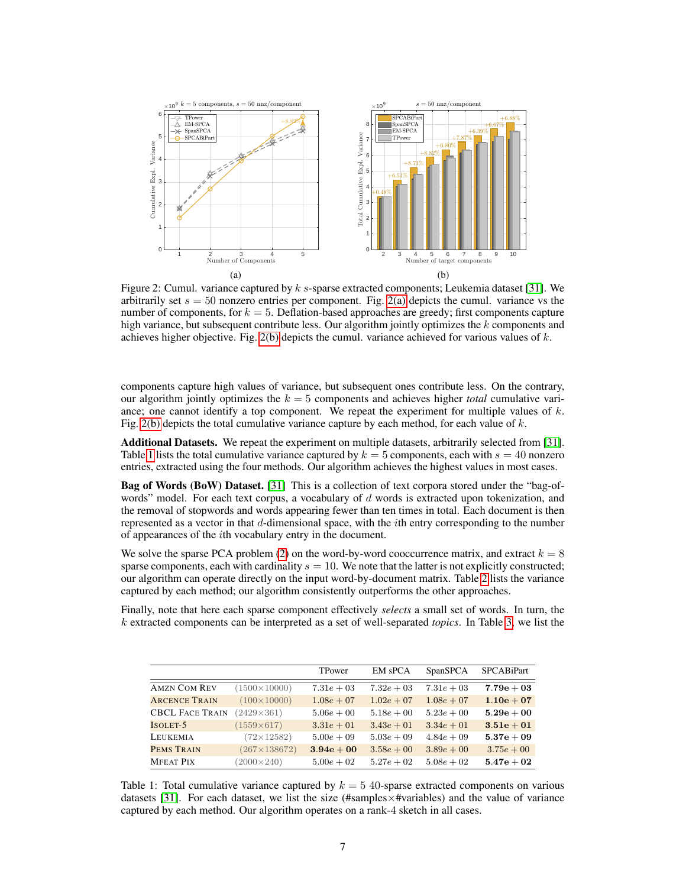Figure 2: Cumul. variance captured by $k$ $s$-sparse extracted components; Leukemia dataset [31]. We arbitrarily set $s = 50$ nonzero entries per component. Fig. 2(a) depicts the cumul. variance vs the number of components, for $k = 5$. Deflation-based approaches are greedy; first components capture high variance, but subsequent contribute less. Our algorithm jointly optimizes the $k$ components and achieves higher objective. Fig. 2(b) depicts the cumul. variance achieved for various values of $k$.

components capture high values of variance, but subsequent ones contribute less. On the contrary, our algorithm jointly optimizes the $k = 5$ components and achieves higher *total* cumulative variance; one cannot identify a top component. We repeat the experiment for multiple values of $k$. Fig. 2(b) depicts the total cumulative variance capture by each method, for each value of $k$.

**Additional Datasets.** We repeat the experiment on multiple datasets, arbitrarily selected from [31]. Table 1 lists the total cumulative variance captured by $k = 5$ components, each with $s = 40$ nonzero entries, extracted using the four methods. Our algorithm achieves the highest values in most cases.

**Bag of Words (BoW) Dataset.** [31] This is a collection of text corpora stored under the "bag-of-words" model. For each text corpus, a vocabulary of $d$ words is extracted upon tokenization, and the removal of stopwords and words appearing fewer than ten times in total. Each document is then represented as a vector in that $d$-dimensional space, with the $i$th entry corresponding to the number of appearances of the $i$th vocabulary entry in the document.

We solve the sparse PCA problem (2) on the word-by-word cooccurrence matrix, and extract $k = 8$ sparse components, each with cardinality $s = 10$. We note that the latter is not explicitly constructed; our algorithm can operate directly on the input word-by-document matrix. Table 2 lists the variance captured by each method; our algorithm consistently outperforms the other approaches.

Finally, note that here each sparse component effectively *selects* a small set of words. In turn, the $k$ extracted components can be interpreted as a set of well-separated *topics*. In Table 3, we list the

| | | TPower | EM sPCA | SpanSPCA | SPCABiPart |
|---|---|---|---|---|---|
| Amzn Com Rev | (1500×10000) | $7.31e+03$ | $7.32e+03$ | $7.31e+03$ | $\mathbf{7.79e+03}$ |
| Arcence Train | (100×10000) | $1.08e+07$ | $1.02e+07$ | $1.08e+07$ | $\mathbf{1.10e+07}$ |
| CBCL Face Train | (2429×361) | $5.06e+00$ | $5.18e+00$ | $5.23e+00$ | $\mathbf{5.29e+00}$ |
| Isolet-5 | (1559×617) | $3.31e+01$ | $3.43e+01$ | $3.34e+01$ | $\mathbf{3.51e+01}$ |
| Leukemia | (72×12582) | $5.00e+09$ | $5.03e+09$ | $4.84e+09$ | $\mathbf{5.37e+09}$ |
| Pems Train | (267×138672) | $\mathbf{3.94e+00}$ | $3.58e+00$ | $3.89e+00$ | $3.75e+00$ |
| MFeat Pix | (2000×240) | $5.00e+02$ | $5.27e+02$ | $5.08e+02$ | $\mathbf{5.47e+02}$ |

Table 1: Total cumulative variance captured by $k = 5$ 40-sparse extracted components on various datasets [31]. For each dataset, we list the size (#samples×#variables) and the value of variance captured by each method. Our algorithm operates on a rank-4 sketch in all cases.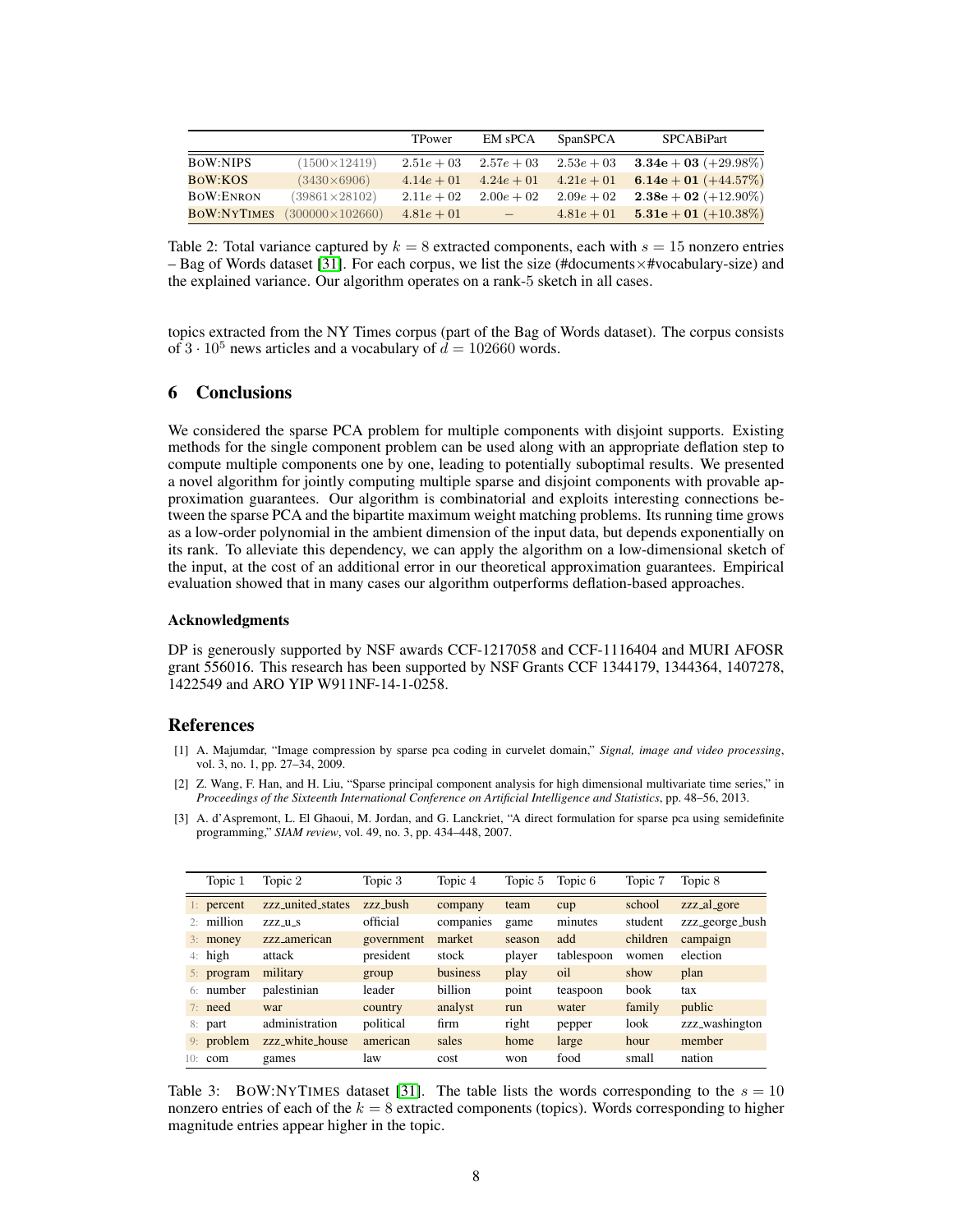| | | TPower | EM sPCA | SpanSPCA | SPCABiPart |
|---|---|---|---|---|---|
| BoW:NIPS | $(1500 \times 12419)$ | $2.51e+03$ | $2.57e+03$ | $2.53e+03$ | $\mathbf{3.34e+03}$ $(+29.98\%)$ |
| BoW:KOS | $(3430 \times 6906)$ | $4.14e+01$ | $4.24e+01$ | $4.21e+01$ | $\mathbf{6.14e+01}$ $(+44.57\%)$ |
| BoW:Enron | $(39861 \times 28102)$ | $2.11e+02$ | $2.00e+02$ | $2.09e+02$ | $\mathbf{2.38e+02}$ $(+12.90\%)$ |
| BoW:NYTimes | $(300000 \times 102660)$ | $4.81e+01$ | – | $4.81e+01$ | $\mathbf{5.31e+01}$ $(+10.38\%)$ |

Table 2: Total variance captured by $k = 8$ extracted components, each with $s = 15$ nonzero entries – Bag of Words dataset [31]. For each corpus, we list the size (#documents×#vocabulary-size) and the explained variance. Our algorithm operates on a rank-5 sketch in all cases.

topics extracted from the NY Times corpus (part of the Bag of Words dataset). The corpus consists of $3 \cdot 10^5$ news articles and a vocabulary of $d = 102660$ words.

## 6 Conclusions

We considered the sparse PCA problem for multiple components with disjoint supports. Existing methods for the single component problem can be used along with an appropriate deflation step to compute multiple components one by one, leading to potentially suboptimal results. We presented a novel algorithm for jointly computing multiple sparse and disjoint components with provable approximation guarantees. Our algorithm is combinatorial and exploits interesting connections between the sparse PCA and the bipartite maximum weight matching problems. Its running time grows as a low-order polynomial in the ambient dimension of the input data, but depends exponentially on its rank. To alleviate this dependency, we can apply the algorithm on a low-dimensional sketch of the input, at the cost of an additional error in our theoretical approximation guarantees. Empirical evaluation showed that in many cases our algorithm outperforms deflation-based approaches.

### Acknowledgments

DP is generously supported by NSF awards CCF-1217058 and CCF-1116404 and MURI AFOSR grant 556016. This research has been supported by NSF Grants CCF 1344179, 1344364, 1407278, 1422549 and ARO YIP W911NF-14-1-0258.

## References

[1] A. Majumdar, "Image compression by sparse pca coding in curvelet domain," *Signal, image and video processing*, vol. 3, no. 1, pp. 27–34, 2009.

[2] Z. Wang, F. Han, and H. Liu, "Sparse principal component analysis for high dimensional multivariate time series," in *Proceedings of the Sixteenth International Conference on Artificial Intelligence and Statistics*, pp. 48–56, 2013.

[3] A. d'Aspremont, L. El Ghaoui, M. Jordan, and G. Lanckriet, "A direct formulation for sparse pca using semidefinite programming," *SIAM review*, vol. 49, no. 3, pp. 434–448, 2007.

| | Topic 1 | Topic 2 | Topic 3 | Topic 4 | Topic 5 | Topic 6 | Topic 7 | Topic 8 |
|---|---|---|---|---|---|---|---|---|
| 1: | percent | zzz_united_states | zzz_bush | company | team | cup | school | zzz_al_gore |
| 2: | million | zzz_u_s | official | companies | game | minutes | student | zzz_george_bush |
| 3: | money | zzz_american | government | market | season | add | children | campaign |
| 4: | high | attack | president | stock | player | tablespoon | women | election |
| 5: | program | military | group | business | play | oil | show | plan |
| 6: | number | palestinian | leader | billion | point | teaspoon | book | tax |
| 7: | need | war | country | analyst | run | water | family | public |
| 8: | part | administration | political | firm | right | pepper | look | zzz_washington |
| 9: | problem | zzz_white_house | american | sales | home | large | hour | member |
| 10: | com | games | law | cost | won | food | small | nation |

Table 3: BoW:NYTimes dataset [31]. The table lists the words corresponding to the $s = 10$ nonzero entries of each of the $k = 8$ extracted components (topics). Words corresponding to higher magnitude entries appear higher in the topic.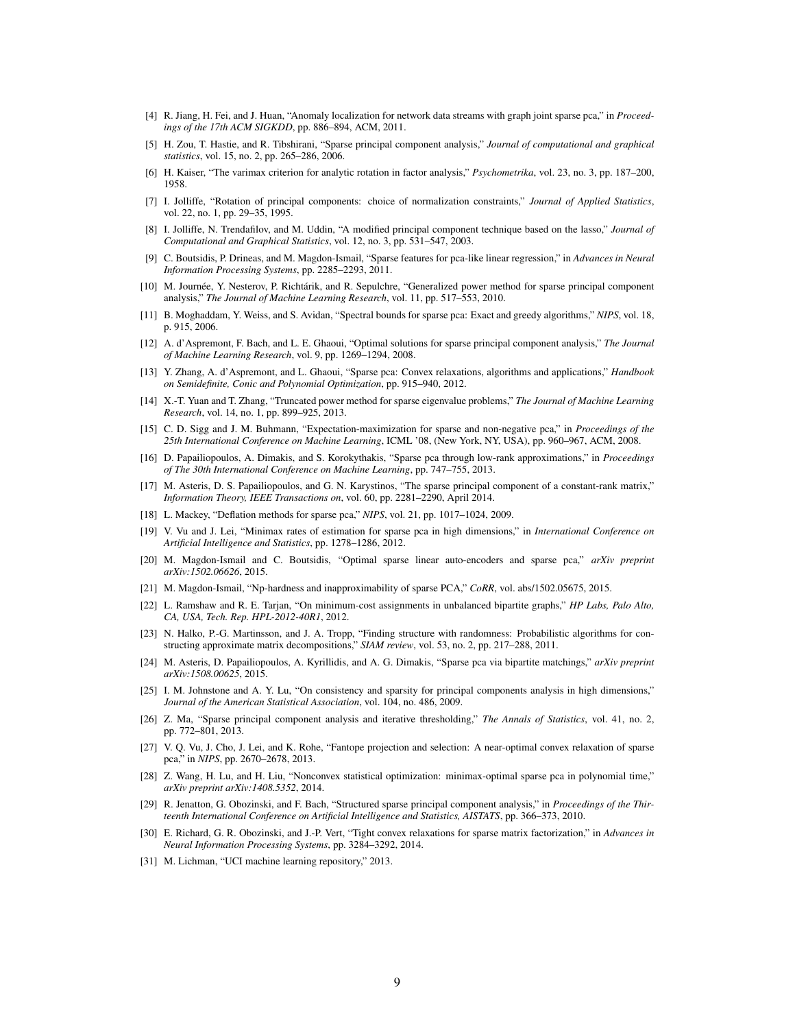[4] R. Jiang, H. Fei, and J. Huan, "Anomaly localization for network data streams with graph joint sparse pca," in *Proceedings of the 17th ACM SIGKDD*, pp. 886–894, ACM, 2011.

[5] H. Zou, T. Hastie, and R. Tibshirani, "Sparse principal component analysis," *Journal of computational and graphical statistics*, vol. 15, no. 2, pp. 265–286, 2006.

[6] H. Kaiser, "The varimax criterion for analytic rotation in factor analysis," *Psychometrika*, vol. 23, no. 3, pp. 187–200, 1958.

[7] I. Jolliffe, "Rotation of principal components: choice of normalization constraints," *Journal of Applied Statistics*, vol. 22, no. 1, pp. 29–35, 1995.

[8] I. Jolliffe, N. Trendafilov, and M. Uddin, "A modified principal component technique based on the lasso," *Journal of Computational and Graphical Statistics*, vol. 12, no. 3, pp. 531–547, 2003.

[9] C. Boutsidis, P. Drineas, and M. Magdon-Ismail, "Sparse features for pca-like linear regression," in *Advances in Neural Information Processing Systems*, pp. 2285–2293, 2011.

[10] M. Journée, Y. Nesterov, P. Richtárik, and R. Sepulchre, "Generalized power method for sparse principal component analysis," *The Journal of Machine Learning Research*, vol. 11, pp. 517–553, 2010.

[11] B. Moghaddam, Y. Weiss, and S. Avidan, "Spectral bounds for sparse pca: Exact and greedy algorithms," *NIPS*, vol. 18, p. 915, 2006.

[12] A. d'Aspremont, F. Bach, and L. E. Ghaoui, "Optimal solutions for sparse principal component analysis," *The Journal of Machine Learning Research*, vol. 9, pp. 1269–1294, 2008.

[13] Y. Zhang, A. d'Aspremont, and L. Ghaoui, "Sparse pca: Convex relaxations, algorithms and applications," *Handbook on Semidefinite, Conic and Polynomial Optimization*, pp. 915–940, 2012.

[14] X.-T. Yuan and T. Zhang, "Truncated power method for sparse eigenvalue problems," *The Journal of Machine Learning Research*, vol. 14, no. 1, pp. 899–925, 2013.

[15] C. D. Sigg and J. M. Buhmann, "Expectation-maximization for sparse and non-negative pca," in *Proceedings of the 25th International Conference on Machine Learning*, ICML '08, (New York, NY, USA), pp. 960–967, ACM, 2008.

[16] D. Papailiopoulos, A. Dimakis, and S. Korokythakis, "Sparse pca through low-rank approximations," in *Proceedings of The 30th International Conference on Machine Learning*, pp. 747–755, 2013.

[17] M. Asteris, D. S. Papailiopoulos, and G. N. Karystinos, "The sparse principal component of a constant-rank matrix," *Information Theory, IEEE Transactions on*, vol. 60, pp. 2281–2290, April 2014.

[18] L. Mackey, "Deflation methods for sparse pca," *NIPS*, vol. 21, pp. 1017–1024, 2009.

[19] V. Vu and J. Lei, "Minimax rates of estimation for sparse pca in high dimensions," in *International Conference on Artificial Intelligence and Statistics*, pp. 1278–1286, 2012.

[20] M. Magdon-Ismail and C. Boutsidis, "Optimal sparse linear auto-encoders and sparse pca," *arXiv preprint arXiv:1502.06626*, 2015.

[21] M. Magdon-Ismail, "Np-hardness and inapproximability of sparse PCA," *CoRR*, vol. abs/1502.05675, 2015.

[22] L. Ramshaw and R. E. Tarjan, "On minimum-cost assignments in unbalanced bipartite graphs," *HP Labs, Palo Alto, CA, USA, Tech. Rep. HPL-2012-40R1*, 2012.

[23] N. Halko, P.-G. Martinsson, and J. A. Tropp, "Finding structure with randomness: Probabilistic algorithms for constructing approximate matrix decompositions," *SIAM review*, vol. 53, no. 2, pp. 217–288, 2011.

[24] M. Asteris, D. Papailiopoulos, A. Kyrillidis, and A. G. Dimakis, "Sparse pca via bipartite matchings," *arXiv preprint arXiv:1508.00625*, 2015.

[25] I. M. Johnstone and A. Y. Lu, "On consistency and sparsity for principal components analysis in high dimensions," *Journal of the American Statistical Association*, vol. 104, no. 486, 2009.

[26] Z. Ma, "Sparse principal component analysis and iterative thresholding," *The Annals of Statistics*, vol. 41, no. 2, pp. 772–801, 2013.

[27] V. Q. Vu, J. Cho, J. Lei, and K. Rohe, "Fantope projection and selection: A near-optimal convex relaxation of sparse pca," in *NIPS*, pp. 2670–2678, 2013.

[28] Z. Wang, H. Lu, and H. Liu, "Nonconvex statistical optimization: minimax-optimal sparse pca in polynomial time," *arXiv preprint arXiv:1408.5352*, 2014.

[29] R. Jenatton, G. Obozinski, and F. Bach, "Structured sparse principal component analysis," in *Proceedings of the Thirteenth International Conference on Artificial Intelligence and Statistics, AISTATS*, pp. 366–373, 2010.

[30] E. Richard, G. R. Obozinski, and J.-P. Vert, "Tight convex relaxations for sparse matrix factorization," in *Advances in Neural Information Processing Systems*, pp. 3284–3292, 2014.

[31] M. Lichman, "UCI machine learning repository," 2013.